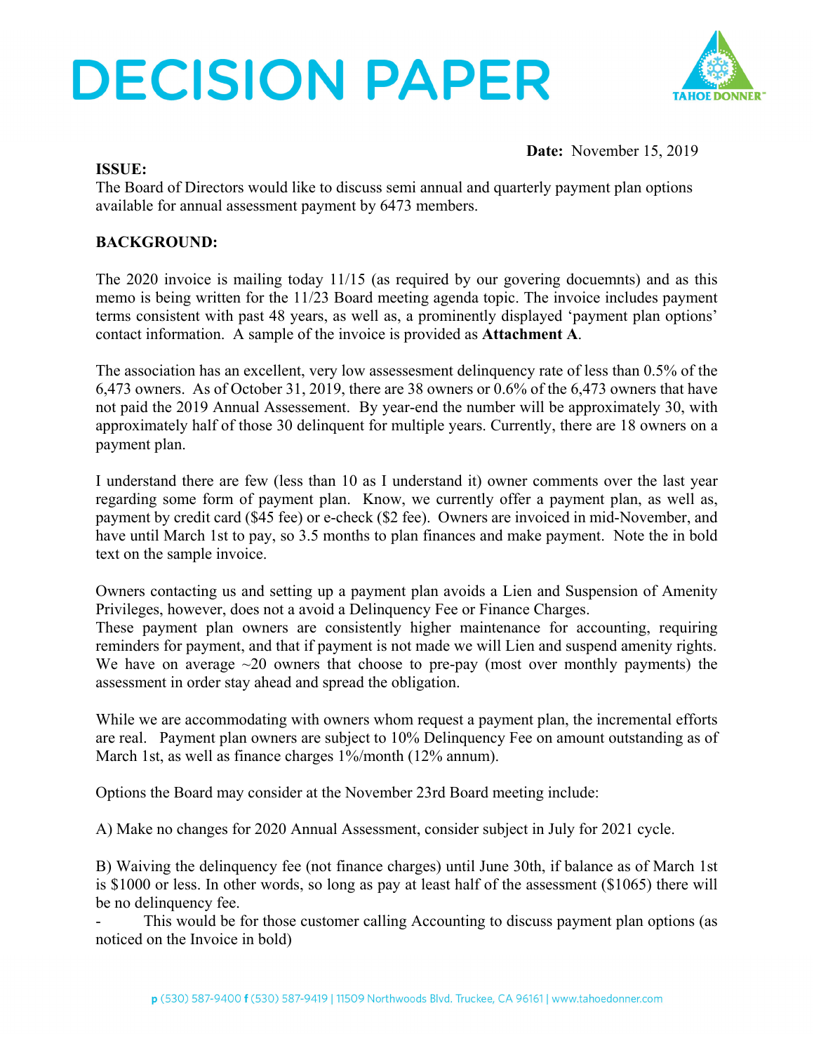# DECISION PAPER

**Date:** November 15, 2019

**ISSUE:**
The Board of Directors would like to discuss semi annual and quarterly payment plan options available for annual assessment payment by 6473 members.

**BACKGROUND:**

The 2020 invoice is mailing today 11/15 (as required by our govering docuemnts) and as this memo is being written for the 11/23 Board meeting agenda topic. The invoice includes payment terms consistent with past 48 years, as well as, a prominently displayed 'payment plan options' contact information. A sample of the invoice is provided as **Attachment A**.

The association has an excellent, very low assessesment delinquency rate of less than 0.5% of the 6,473 owners. As of October 31, 2019, there are 38 owners or 0.6% of the 6,473 owners that have not paid the 2019 Annual Assessement. By year-end the number will be approximately 30, with approximately half of those 30 delinquent for multiple years. Currently, there are 18 owners on a payment plan.

I understand there are few (less than 10 as I understand it) owner comments over the last year regarding some form of payment plan. Know, we currently offer a payment plan, as well as, payment by credit card ($45 fee) or e-check ($2 fee). Owners are invoiced in mid-November, and have until March 1st to pay, so 3.5 months to plan finances and make payment. Note the in bold text on the sample invoice.

Owners contacting us and setting up a payment plan avoids a Lien and Suspension of Amenity Privileges, however, does not a avoid a Delinquency Fee or Finance Charges.
These payment plan owners are consistently higher maintenance for accounting, requiring reminders for payment, and that if payment is not made we will Lien and suspend amenity rights. We have on average ~20 owners that choose to pre-pay (most over monthly payments) the assessment in order stay ahead and spread the obligation.

While we are accommodating with owners whom request a payment plan, the incremental efforts are real. Payment plan owners are subject to 10% Delinquency Fee on amount outstanding as of March 1st, as well as finance charges 1%/month (12% annum).

Options the Board may consider at the November 23rd Board meeting include:

A) Make no changes for 2020 Annual Assessment, consider subject in July for 2021 cycle.

B) Waiving the delinquency fee (not finance charges) until June 30th, if balance as of March 1st is $1000 or less. In other words, so long as pay at least half of the assessment ($1065) there will be no delinquency fee.

- This would be for those customer calling Accounting to discuss payment plan options (as noticed on the Invoice in bold)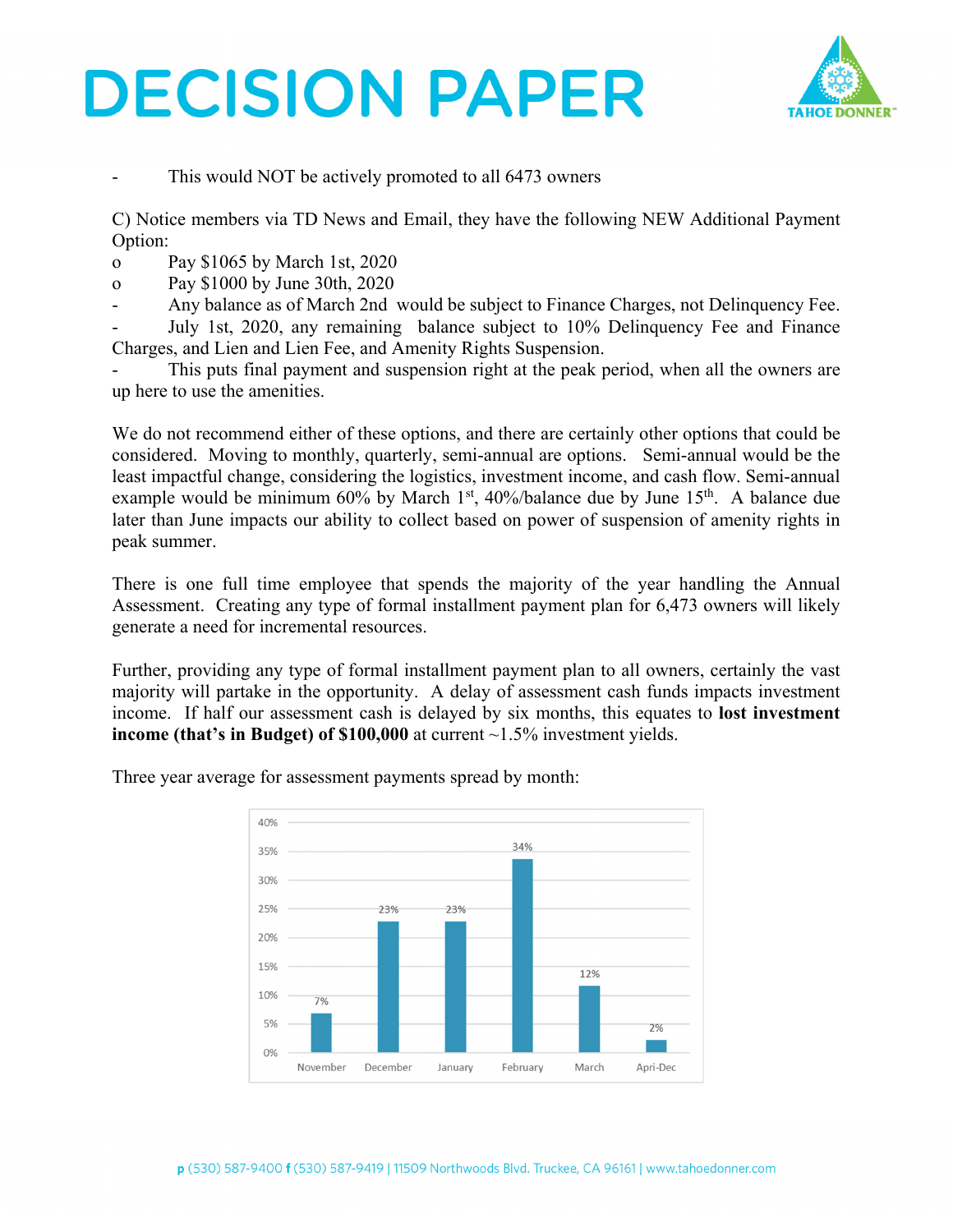# DECISION PAPER

- This would NOT be actively promoted to all 6473 owners

C) Notice members via TD News and Email, they have the following NEW Additional Payment Option:

- o Pay $1065 by March 1st, 2020
- o Pay $1000 by June 30th, 2020
- Any balance as of March 2nd would be subject to Finance Charges, not Delinquency Fee.
- July 1st, 2020, any remaining balance subject to 10% Delinquency Fee and Finance Charges, and Lien and Lien Fee, and Amenity Rights Suspension.
- This puts final payment and suspension right at the peak period, when all the owners are up here to use the amenities.

We do not recommend either of these options, and there are certainly other options that could be considered. Moving to monthly, quarterly, semi-annual are options. Semi-annual would be the least impactful change, considering the logistics, investment income, and cash flow. Semi-annual example would be minimum 60% by March 1st, 40%/balance due by June 15th. A balance due later than June impacts our ability to collect based on power of suspension of amenity rights in peak summer.

There is one full time employee that spends the majority of the year handling the Annual Assessment. Creating any type of formal installment payment plan for 6,473 owners will likely generate a need for incremental resources.

Further, providing any type of formal installment payment plan to all owners, certainly the vast majority will partake in the opportunity. A delay of assessment cash funds impacts investment income. If half our assessment cash is delayed by six months, this equates to **lost investment income (that's in Budget) of $100,000** at current ~1.5% investment yields.

Three year average for assessment payments spread by month:

| Month | Percentage |
|---|---|
| November | 7% |
| December | 23% |
| January | 23% |
| February | 34% |
| March | 12% |
| Apri-Dec | 2% |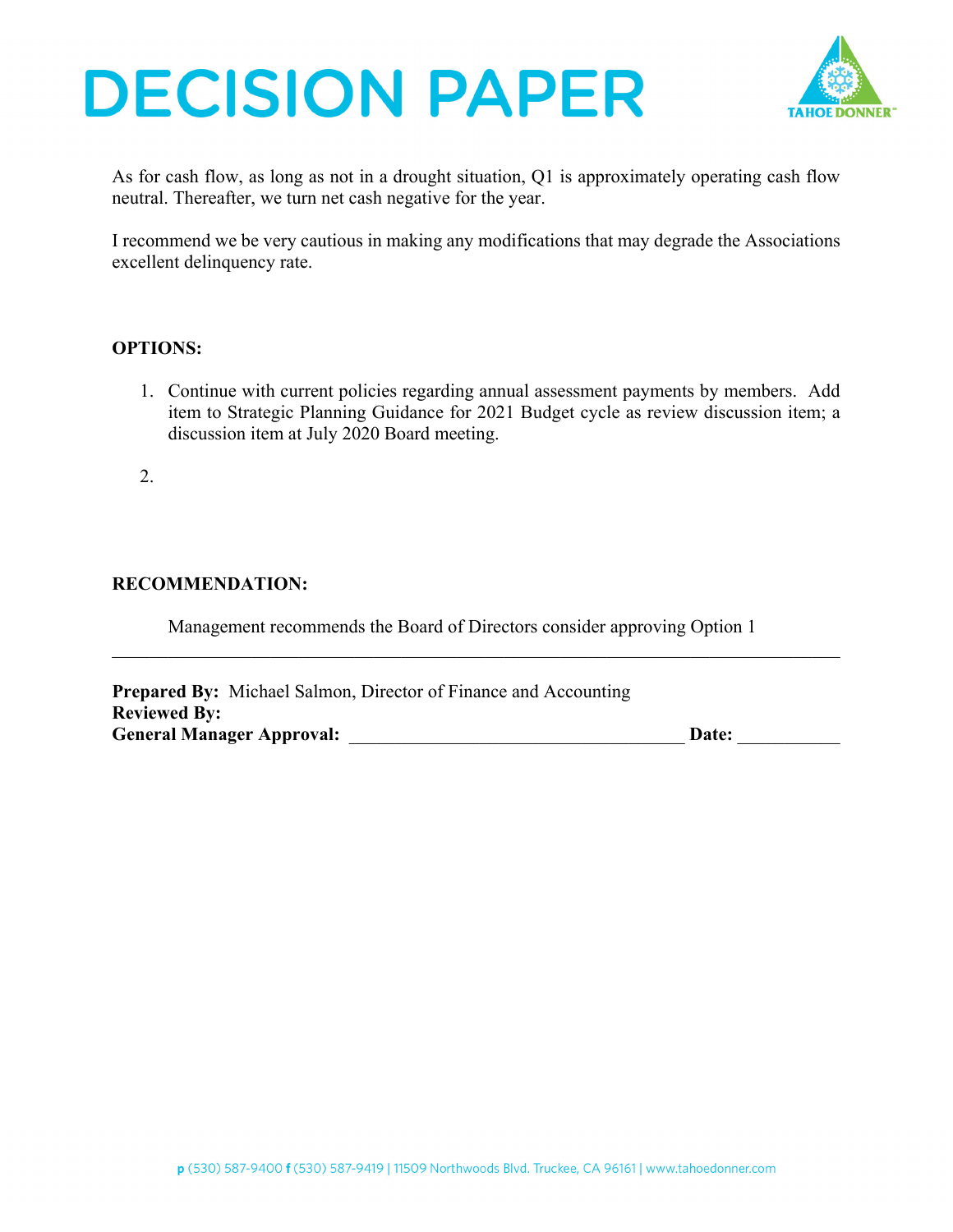# DECISION PAPER

As for cash flow, as long as not in a drought situation, Q1 is approximately operating cash flow neutral. Thereafter, we turn net cash negative for the year.

I recommend we be very cautious in making any modifications that may degrade the Associations excellent delinquency rate.

**OPTIONS:**

1. Continue with current policies regarding annual assessment payments by members. Add item to Strategic Planning Guidance for 2021 Budget cycle as review discussion item; a discussion item at July 2020 Board meeting.

2.

**RECOMMENDATION:**

Management recommends the Board of Directors consider approving Option 1

---

**Prepared By:** Michael Salmon, Director of Finance and Accounting
**Reviewed By:**
**General Manager Approval:** ________________________________ **Date:** __________